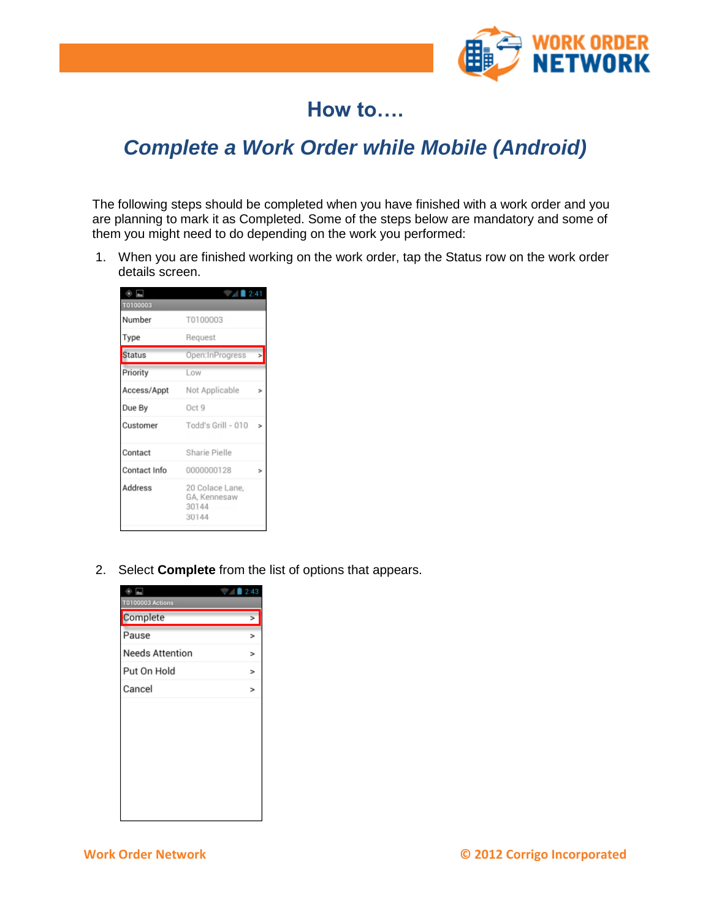# How to….

## *Complete a Work Order while Mobile (Android)*

The following steps should be completed when you have finished with a work order and you are planning to mark it as Completed. Some of the steps below are mandatory and some of them you might need to do depending on the work you performed:

1. When you are finished working on the work order, tap the Status row on the work order details screen.

2. Select **Complete** from the list of options that appears.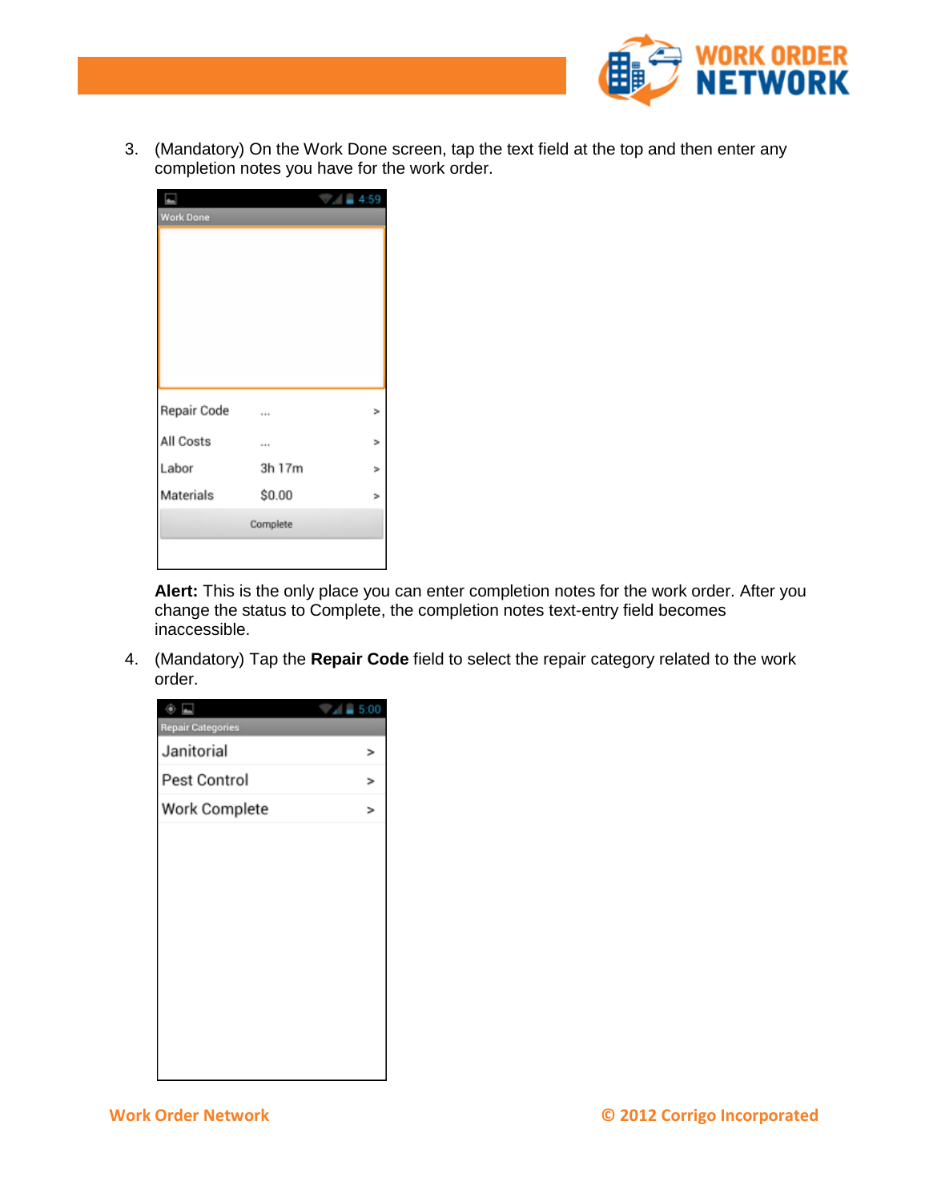3. (Mandatory) On the Work Done screen, tap the text field at the top and then enter any completion notes you have for the work order.

   **Alert:** This is the only place you can enter completion notes for the work order. After you change the status to Complete, the completion notes text-entry field becomes inaccessible.

4. (Mandatory) Tap the **Repair Code** field to select the repair category related to the work order.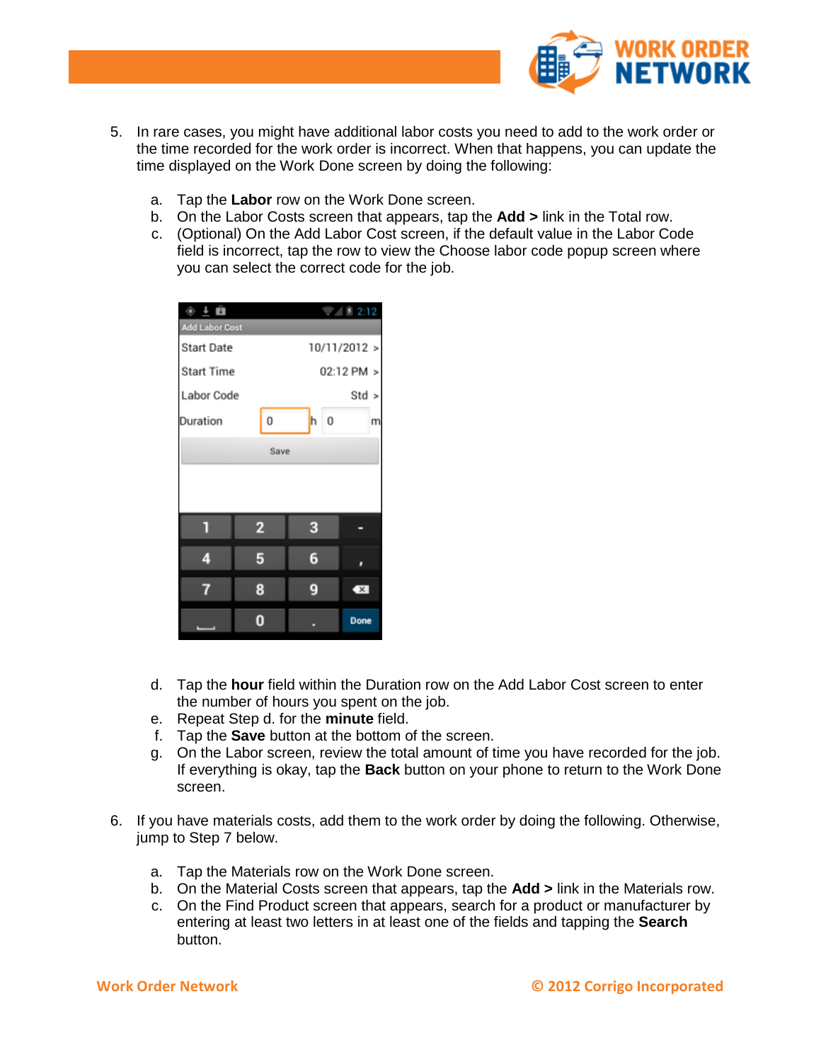5. In rare cases, you might have additional labor costs you need to add to the work order or the time recorded for the work order is incorrect. When that happens, you can update the time displayed on the Work Done screen by doing the following:

   a. Tap the **Labor** row on the Work Done screen.
   b. On the Labor Costs screen that appears, tap the **Add >** link in the Total row.
   c. (Optional) On the Add Labor Cost screen, if the default value in the Labor Code field is incorrect, tap the row to view the Choose labor code popup screen where you can select the correct code for the job.

   d. Tap the **hour** field within the Duration row on the Add Labor Cost screen to enter the number of hours you spent on the job.
   e. Repeat Step d. for the **minute** field.
   f. Tap the **Save** button at the bottom of the screen.
   g. On the Labor screen, review the total amount of time you have recorded for the job. If everything is okay, tap the **Back** button on your phone to return to the Work Done screen.

6. If you have materials costs, add them to the work order by doing the following. Otherwise, jump to Step 7 below.

   a. Tap the Materials row on the Work Done screen.
   b. On the Material Costs screen that appears, tap the **Add >** link in the Materials row.
   c. On the Find Product screen that appears, search for a product or manufacturer by entering at least two letters in at least one of the fields and tapping the **Search** button.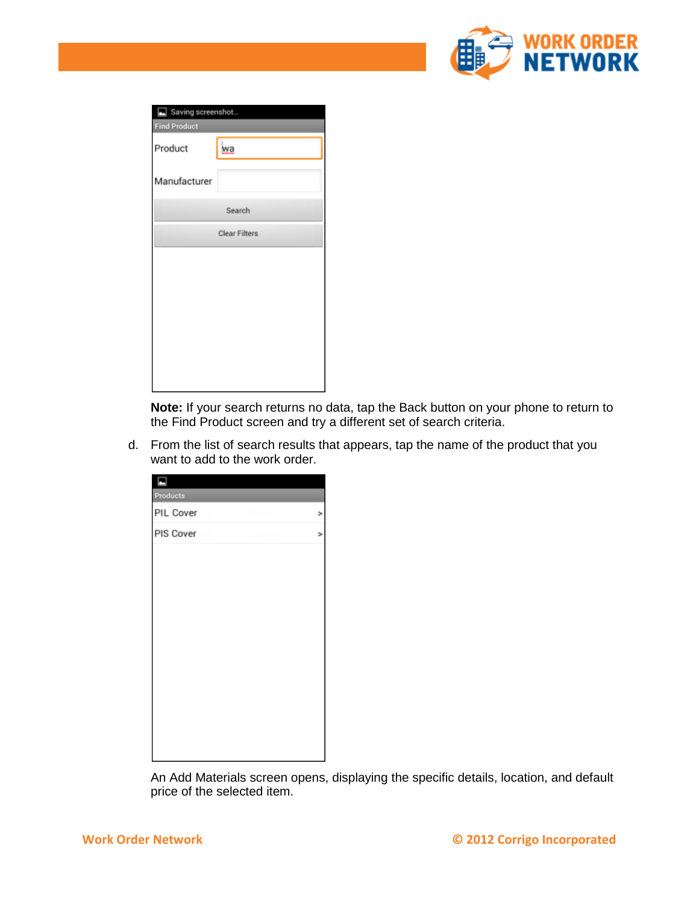**Note:** If your search returns no data, tap the Back button on your phone to return to the Find Product screen and try a different set of search criteria.

d. From the list of search results that appears, tap the name of the product that you want to add to the work order.

An Add Materials screen opens, displaying the specific details, location, and default price of the selected item.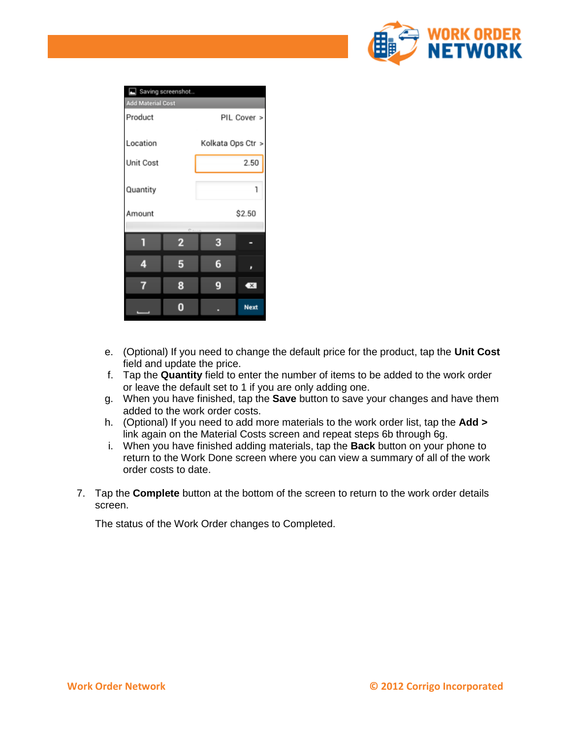e. (Optional) If you need to change the default price for the product, tap the **Unit Cost** field and update the price.
f. Tap the **Quantity** field to enter the number of items to be added to the work order or leave the default set to 1 if you are only adding one.
g. When you have finished, tap the **Save** button to save your changes and have them added to the work order costs.
h. (Optional) If you need to add more materials to the work order list, tap the **Add >** link again on the Material Costs screen and repeat steps 6b through 6g.
i. When you have finished adding materials, tap the **Back** button on your phone to return to the Work Done screen where you can view a summary of all of the work order costs to date.

7. Tap the **Complete** button at the bottom of the screen to return to the work order details screen.

   The status of the Work Order changes to Completed.